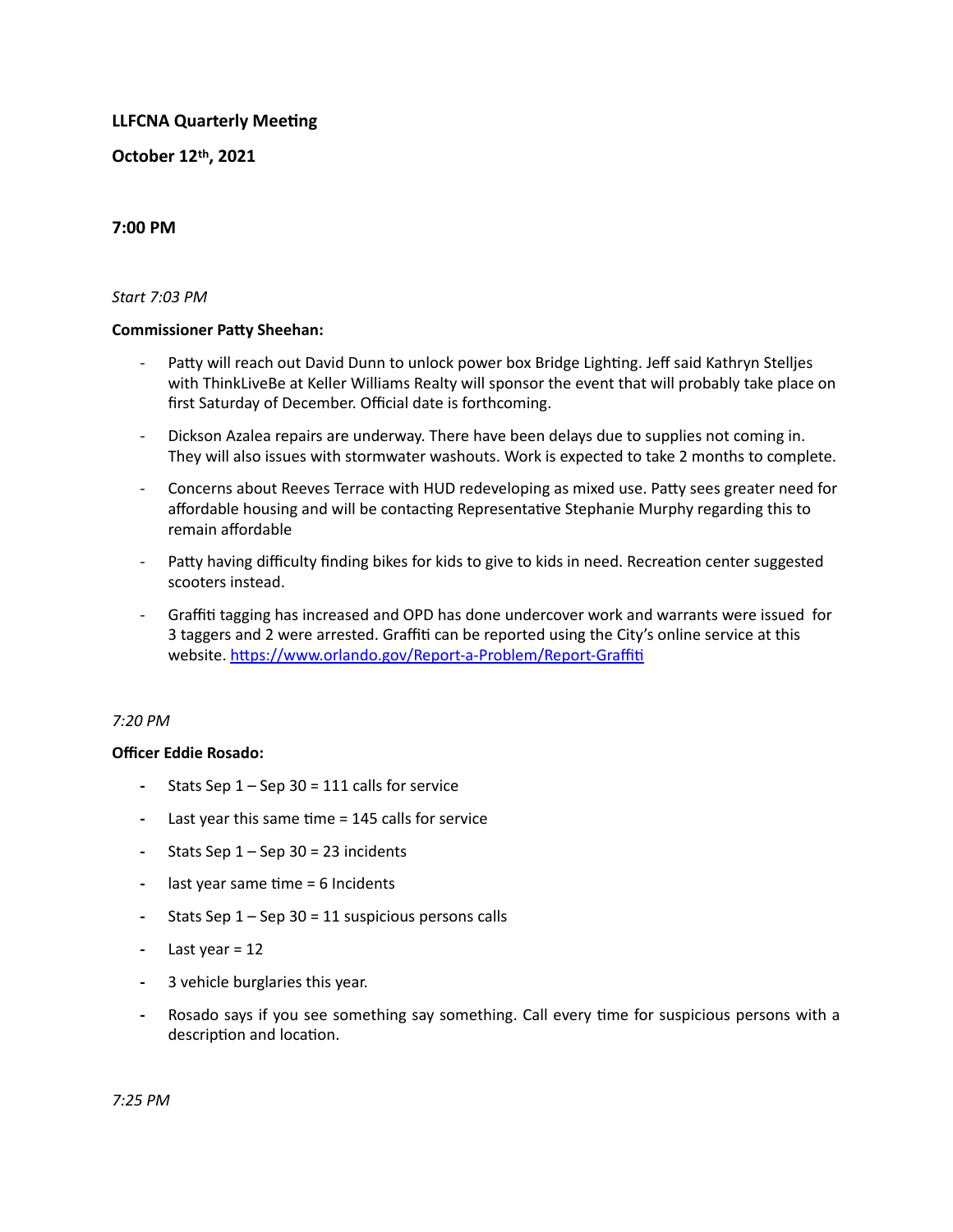**LLFCNA Quarterly Meeting**

**October 12th, 2021**

**7:00 PM**

*Start 7:03 PM*

**Commissioner Patty Sheehan:**

- Patty will reach out David Dunn to unlock power box Bridge Lighting. Jeff said Kathryn Stelljes with ThinkLiveBe at Keller Williams Realty will sponsor the event that will probably take place on first Saturday of December. Official date is forthcoming.
- Dickson Azalea repairs are underway. There have been delays due to supplies not coming in. They will also issues with stormwater washouts. Work is expected to take 2 months to complete.
- Concerns about Reeves Terrace with HUD redeveloping as mixed use. Patty sees greater need for affordable housing and will be contacting Representative Stephanie Murphy regarding this to remain affordable
- Patty having difficulty finding bikes for kids to give to kids in need. Recreation center suggested scooters instead.
- Graffiti tagging has increased and OPD has done undercover work and warrants were issued for 3 taggers and 2 were arrested. Graffiti can be reported using the City's online service at this website. https://www.orlando.gov/Report-a-Problem/Report-Graffiti

*7:20 PM*

**Officer Eddie Rosado:**

- Stats Sep 1 – Sep 30 = 111 calls for service
- Last year this same time = 145 calls for service
- Stats Sep 1 – Sep 30 = 23 incidents
- last year same time = 6 Incidents
- Stats Sep 1 – Sep 30 = 11 suspicious persons calls
- Last year = 12
- 3 vehicle burglaries this year.
- Rosado says if you see something say something. Call every time for suspicious persons with a description and location.

*7:25 PM*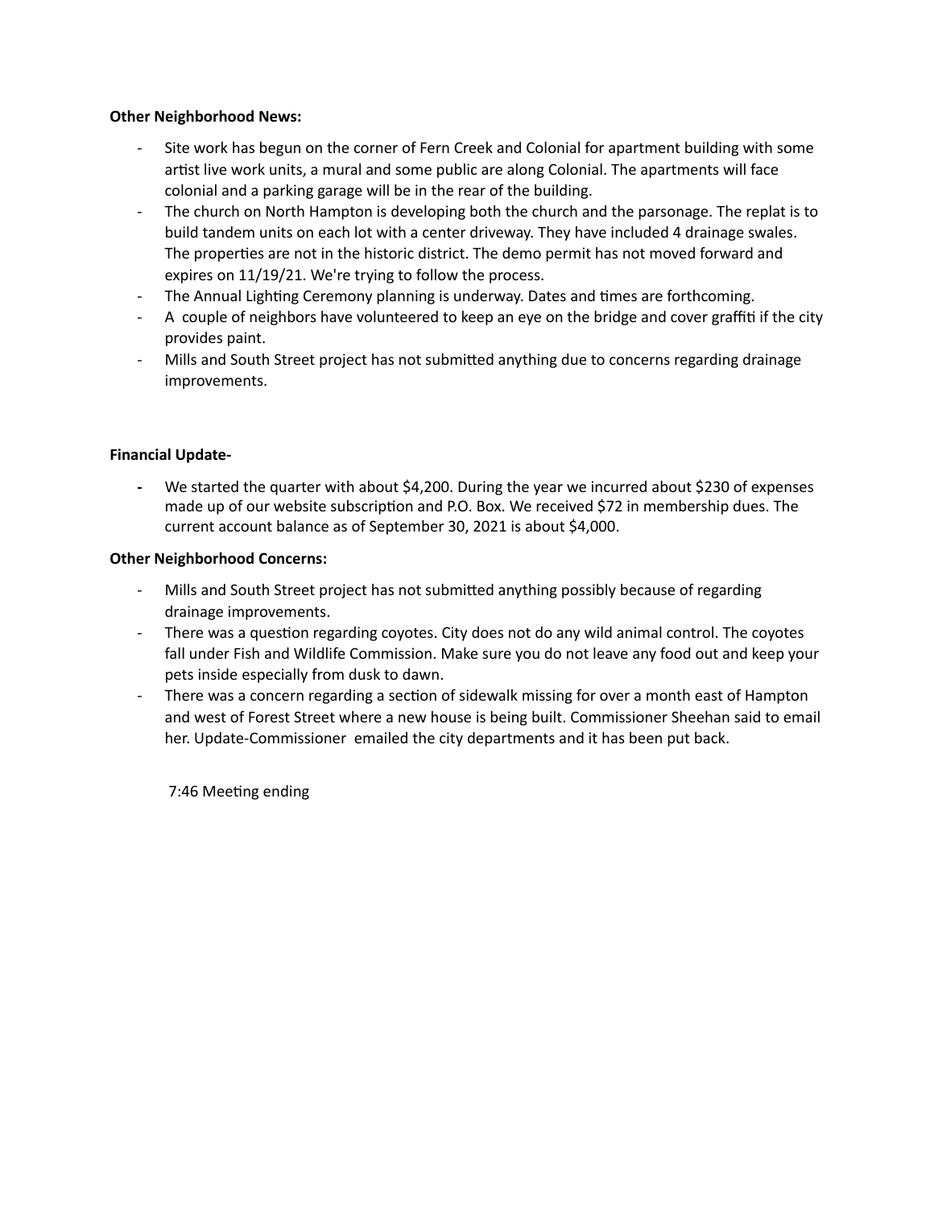**Other Neighborhood News:**

- Site work has begun on the corner of Fern Creek and Colonial for apartment building with some artist live work units, a mural and some public are along Colonial. The apartments will face colonial and a parking garage will be in the rear of the building.
- The church on North Hampton is developing both the church and the parsonage. The replat is to build tandem units on each lot with a center driveway. They have included 4 drainage swales. The properties are not in the historic district. The demo permit has not moved forward and expires on 11/19/21. We're trying to follow the process.
- The Annual Lighting Ceremony planning is underway. Dates and times are forthcoming.
- A couple of neighbors have volunteered to keep an eye on the bridge and cover graffiti if the city provides paint.
- Mills and South Street project has not submitted anything due to concerns regarding drainage improvements.

**Financial Update-**

- We started the quarter with about $4,200. During the year we incurred about $230 of expenses made up of our website subscription and P.O. Box. We received $72 in membership dues. The current account balance as of September 30, 2021 is about $4,000.

**Other Neighborhood Concerns:**

- Mills and South Street project has not submitted anything possibly because of regarding drainage improvements.
- There was a question regarding coyotes. City does not do any wild animal control. The coyotes fall under Fish and Wildlife Commission. Make sure you do not leave any food out and keep your pets inside especially from dusk to dawn.
- There was a concern regarding a section of sidewalk missing for over a month east of Hampton and west of Forest Street where a new house is being built. Commissioner Sheehan said to email her. Update-Commissioner emailed the city departments and it has been put back.

7:46 Meeting ending